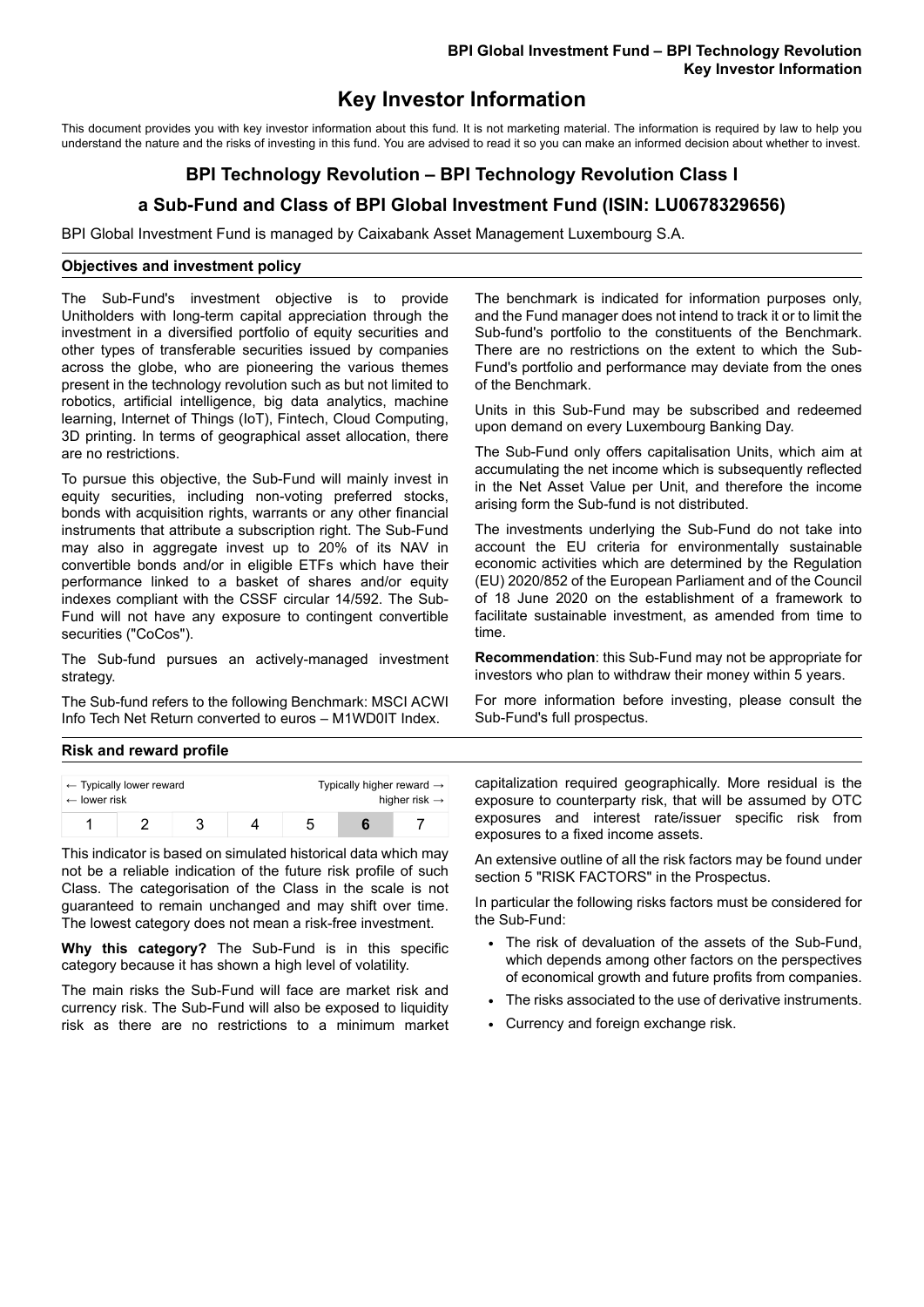# Key Investor Information

This document provides you with key investor information about this fund. It is not marketing material. The information is required by law to help you understand the nature and the risks of investing in this fund. You are advised to read it so you can make an informed decision about whether to invest.

## BPI Technology Revolution – BPI Technology Revolution Class I

## a Sub-Fund and Class of BPI Global Investment Fund (ISIN: LU0678329656)

BPI Global Investment Fund is managed by Caixabank Asset Management Luxembourg S.A.

### Objectives and investment policy

The Sub-Fund's investment objective is to provide Unitholders with long-term capital appreciation through the investment in a diversified portfolio of equity securities and other types of transferable securities issued by companies across the globe, who are pioneering the various themes present in the technology revolution such as but not limited to robotics, artificial intelligence, big data analytics, machine learning, Internet of Things (IoT), Fintech, Cloud Computing, 3D printing. In terms of geographical asset allocation, there are no restrictions.

To pursue this objective, the Sub-Fund will mainly invest in equity securities, including non-voting preferred stocks, bonds with acquisition rights, warrants or any other financial instruments that attribute a subscription right. The Sub-Fund may also in aggregate invest up to 20% of its NAV in convertible bonds and/or in eligible ETFs which have their performance linked to a basket of shares and/or equity indexes compliant with the CSSF circular 14/592. The Sub-Fund will not have any exposure to contingent convertible securities ("CoCos").

The Sub-fund pursues an actively-managed investment strategy.

The Sub-fund refers to the following Benchmark: MSCI ACWI Info Tech Net Return converted to euros – M1WD0IT Index.

The benchmark is indicated for information purposes only, and the Fund manager does not intend to track it or to limit the Sub-fund's portfolio to the constituents of the Benchmark. There are no restrictions on the extent to which the Sub-Fund's portfolio and performance may deviate from the ones of the Benchmark.

Units in this Sub-Fund may be subscribed and redeemed upon demand on every Luxembourg Banking Day.

The Sub-Fund only offers capitalisation Units, which aim at accumulating the net income which is subsequently reflected in the Net Asset Value per Unit, and therefore the income arising form the Sub-fund is not distributed.

The investments underlying the Sub-Fund do not take into account the EU criteria for environmentally sustainable economic activities which are determined by the Regulation (EU) 2020/852 of the European Parliament and of the Council of 18 June 2020 on the establishment of a framework to facilitate sustainable investment, as amended from time to time.

**Recommendation**: this Sub-Fund may not be appropriate for investors who plan to withdraw their money within 5 years.

For more information before investing, please consult the Sub-Fund's full prospectus.

### Risk and reward profile

| ← Typically lower reward<br>← lower risk | | | | | | Typically higher reward →<br>higher risk → |
|---|---|---|---|---|---|---|
| 1 | 2 | 3 | 4 | 5 | **6** | 7 |

This indicator is based on simulated historical data which may not be a reliable indication of the future risk profile of such Class. The categorisation of the Class in the scale is not guaranteed to remain unchanged and may shift over time. The lowest category does not mean a risk-free investment.

**Why this category?** The Sub-Fund is in this specific category because it has shown a high level of volatility.

The main risks the Sub-Fund will face are market risk and currency risk. The Sub-Fund will also be exposed to liquidity risk as there are no restrictions to a minimum market capitalization required geographically. More residual is the exposure to counterparty risk, that will be assumed by OTC exposures and interest rate/issuer specific risk from exposures to a fixed income assets.

An extensive outline of all the risk factors may be found under section 5 "RISK FACTORS" in the Prospectus.

In particular the following risks factors must be considered for the Sub-Fund:

- The risk of devaluation of the assets of the Sub-Fund, which depends among other factors on the perspectives of economical growth and future profits from companies.
- The risks associated to the use of derivative instruments.
- Currency and foreign exchange risk.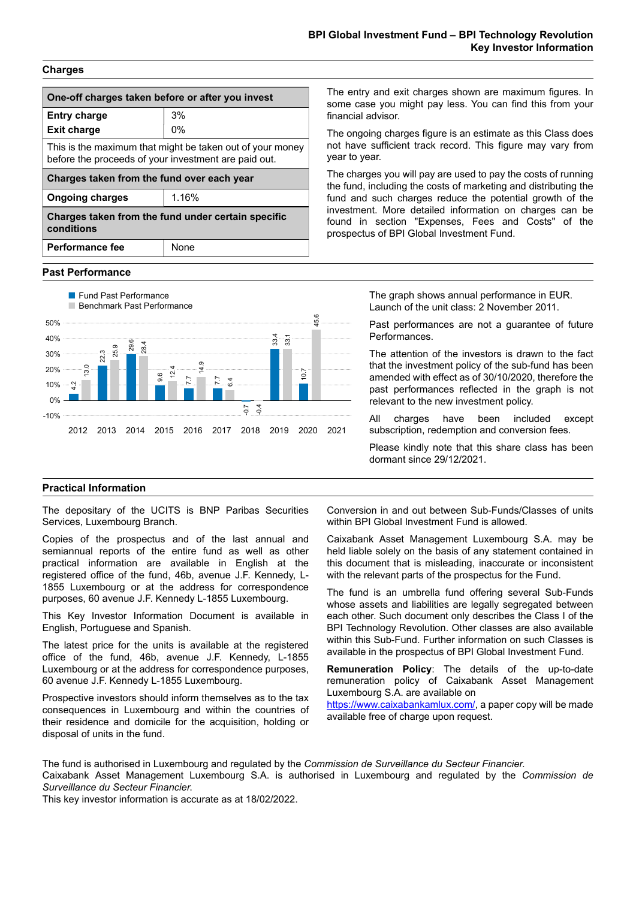## Charges

| One-off charges taken before or after you invest | |
|---|---|
| **Entry charge** | 3% |
| **Exit charge** | 0% |
| This is the maximum that might be taken out of your money before the proceeds of your investment are paid out. | |
| **Charges taken from the fund over each year** | |
| **Ongoing charges** | 1.16% |
| **Charges taken from the fund under certain specific conditions** | |
| **Performance fee** | None |

The entry and exit charges shown are maximum figures. In some case you might pay less. You can find this from your financial advisor.

The ongoing charges figure is an estimate as this Class does not have sufficient track record. This figure may vary from year to year.

The charges you will pay are used to pay the costs of running the fund, including the costs of marketing and distributing the fund and such charges reduce the potential growth of the investment. More detailed information on charges can be found in section "Expenses, Fees and Costs" of the prospectus of BPI Global Investment Fund.

## Past Performance

Fund Past Performance
Benchmark Past Performance

50%
40%
30%
20%
10%
0%
-10%

2012: 4.2, 13.0
2013: 22.3, 25.9
2014: 29.6, 28.4
2015: 9.6, 12.4
2016: 7.7, 14.9
2017: 7.7, 6.4
2018: -0.7, -0.4
2019: 33.4, 33.1
2020: 10.7, 45.6
2021

The graph shows annual performance in EUR. Launch of the unit class: 2 November 2011.

Past performances are not a guarantee of future Performances.

The attention of the investors is drawn to the fact that the investment policy of the sub-fund has been amended with effect as of 30/10/2020, therefore the past performances reflected in the graph is not relevant to the new investment policy.

All charges have been included except subscription, redemption and conversion fees.

Please kindly note that this share class has been dormant since 29/12/2021.

## Practical Information

The depositary of the UCITS is BNP Paribas Securities Services, Luxembourg Branch.

Copies of the prospectus and of the last annual and semiannual reports of the entire fund as well as other practical information are available in English at the registered office of the fund, 46b, avenue J.F. Kennedy, L-1855 Luxembourg or at the address for correspondence purposes, 60 avenue J.F. Kennedy L-1855 Luxembourg.

This Key Investor Information Document is available in English, Portuguese and Spanish.

The latest price for the units is available at the registered office of the fund, 46b, avenue J.F. Kennedy, L-1855 Luxembourg or at the address for correspondence purposes, 60 avenue J.F. Kennedy L-1855 Luxembourg.

Prospective investors should inform themselves as to the tax consequences in Luxembourg and within the countries of their residence and domicile for the acquisition, holding or disposal of units in the fund.

Conversion in and out between Sub-Funds/Classes of units within BPI Global Investment Fund is allowed.

Caixabank Asset Management Luxembourg S.A. may be held liable solely on the basis of any statement contained in this document that is misleading, inaccurate or inconsistent with the relevant parts of the prospectus for the Fund.

The fund is an umbrella fund offering several Sub-Funds whose assets and liabilities are legally segregated between each other. Such document only describes the Class I of the BPI Technology Revolution. Other classes are also available within this Sub-Fund. Further information on such Classes is available in the prospectus of BPI Global Investment Fund.

**Remuneration Policy**: The details of the up-to-date remuneration policy of Caixabank Asset Management Luxembourg S.A. are available on https://www.caixabankamlux.com/, a paper copy will be made available free of charge upon request.

The fund is authorised in Luxembourg and regulated by the *Commission de Surveillance du Secteur Financier.*
Caixabank Asset Management Luxembourg S.A. is authorised in Luxembourg and regulated by the *Commission de Surveillance du Secteur Financier.*
This key investor information is accurate as at 18/02/2022.